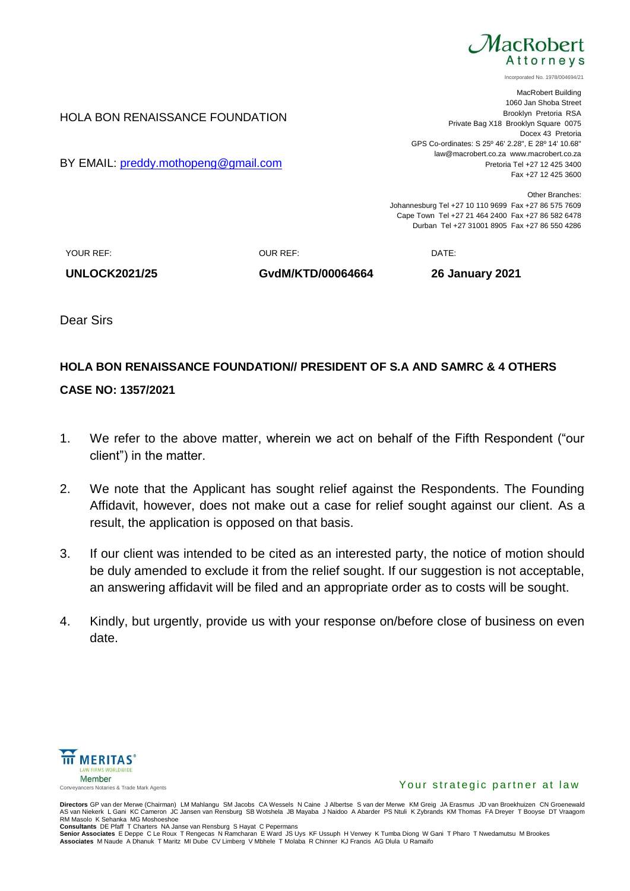MacRobert
Attorneys

Incorporated No. 1978/004694/21

MacRobert Building
1060 Jan Shoba Street
Brooklyn Pretoria RSA
Private Bag X18 Brooklyn Square 0075
Docex 43 Pretoria
GPS Co-ordinates: S 25º 46' 2.28", E 28º 14' 10.68"
law@macrobert.co.za www.macrobert.co.za
Pretoria Tel +27 12 425 3400
Fax +27 12 425 3600

Other Branches:
Johannesburg Tel +27 10 110 9699 Fax +27 86 575 7609
Cape Town Tel +27 21 464 2400 Fax +27 86 582 6478
Durban Tel +27 31001 8905 Fax +27 86 550 4286

HOLA BON RENAISSANCE FOUNDATION

BY EMAIL: preddy.mothopeng@gmail.com

| YOUR REF: | OUR REF: | DATE: |
|---|---|---|
| **UNLOCK2021/25** | **GvdM/KTD/00064664** | **26 January 2021** |

Dear Sirs

**HOLA BON RENAISSANCE FOUNDATION// PRESIDENT OF S.A AND SAMRC & 4 OTHERS**

**CASE NO: 1357/2021**

1. We refer to the above matter, wherein we act on behalf of the Fifth Respondent ("our client") in the matter.

2. We note that the Applicant has sought relief against the Respondents. The Founding Affidavit, however, does not make out a case for relief sought against our client. As a result, the application is opposed on that basis.

3. If our client was intended to be cited as an interested party, the notice of motion should be duly amended to exclude it from the relief sought. If our suggestion is not acceptable, an answering affidavit will be filed and an appropriate order as to costs will be sought.

4. Kindly, but urgently, provide us with your response on/before close of business on even date.

MERITAS®
LAW FIRMS WORLDWIDE
Member
Conveyancers Notaries & Trade Mark Agents

Your strategic partner at law

**Directors** GP van der Merwe (Chairman) LM Mahlangu SM Jacobs CA Wessels N Caine J Albertse S van der Merwe KM Greig JA Erasmus JD van Broekhuizen CN Groenewald AS van Niekerk L Gani KC Cameron JC Jansen van Rensburg SB Wotshela JB Mayaba J Naidoo A Abarder PS Ntuli K Zybrands KM Thomas FA Dreyer T Booyse DT Vraagom RM Masolo K Sehanka MG Moshoeshoe
**Consultants** DE Pfaff T Charters NA Janse van Rensburg S Hayat C Pepermans
**Senior Associates** E Deppe C Le Roux T Rengecas N Ramcharan E Ward JS Uys KF Ussuph H Verwey K Tumba Diong W Gani T Pharo T Nwedamutsu M Brookes
**Associates** M Naude A Dhanuk T Maritz MI Dube CV Limberg V Mbhele T Molaba R Chinner KJ Francis AG Dlula U Ramaifo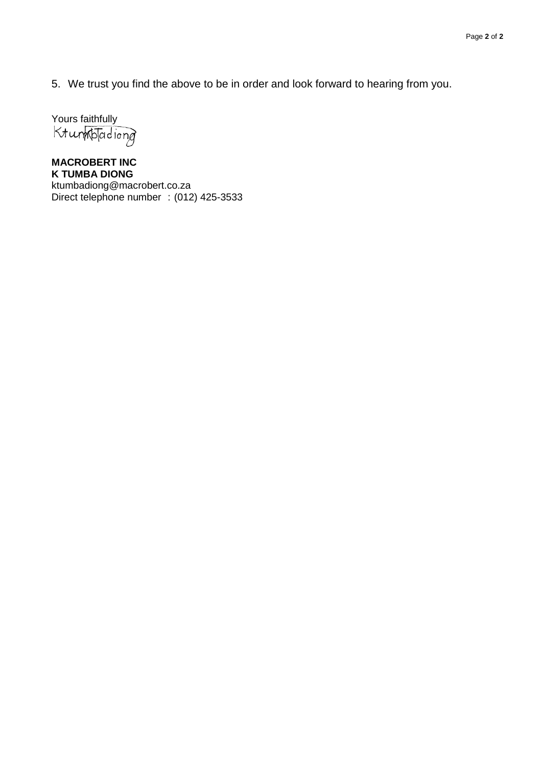5. We trust you find the above to be in order and look forward to hearing from you.

Yours faithfully

Ktumbadiong

**MACROBERT INC**
**K TUMBA DIONG**
ktumbadiong@macrobert.co.za
Direct telephone number : (012) 425-3533